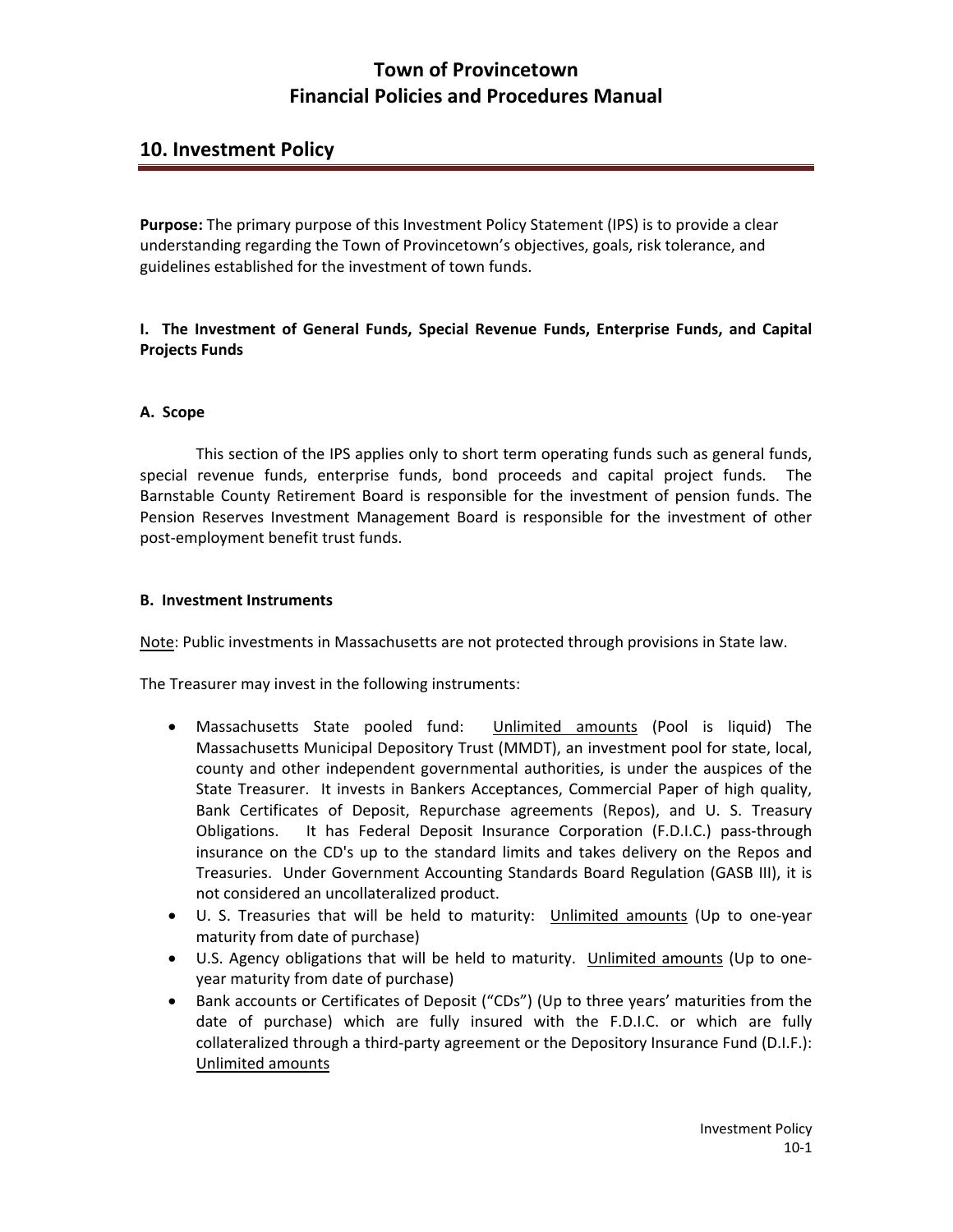# Town of Provincetown
# Financial Policies and Procedures Manual

## 10. Investment Policy

**Purpose:** The primary purpose of this Investment Policy Statement (IPS) is to provide a clear understanding regarding the Town of Provincetown's objectives, goals, risk tolerance, and guidelines established for the investment of town funds.

### I. The Investment of General Funds, Special Revenue Funds, Enterprise Funds, and Capital Projects Funds

#### A. Scope

This section of the IPS applies only to short term operating funds such as general funds, special revenue funds, enterprise funds, bond proceeds and capital project funds. The Barnstable County Retirement Board is responsible for the investment of pension funds. The Pension Reserves Investment Management Board is responsible for the investment of other post-employment benefit trust funds.

#### B. Investment Instruments

<u>Note</u>: Public investments in Massachusetts are not protected through provisions in State law.

The Treasurer may invest in the following instruments:

- Massachusetts State pooled fund: <u>Unlimited amounts</u> (Pool is liquid) The Massachusetts Municipal Depository Trust (MMDT), an investment pool for state, local, county and other independent governmental authorities, is under the auspices of the State Treasurer. It invests in Bankers Acceptances, Commercial Paper of high quality, Bank Certificates of Deposit, Repurchase agreements (Repos), and U. S. Treasury Obligations. It has Federal Deposit Insurance Corporation (F.D.I.C.) pass-through insurance on the CD's up to the standard limits and takes delivery on the Repos and Treasuries. Under Government Accounting Standards Board Regulation (GASB III), it is not considered an uncollateralized product.
- U. S. Treasuries that will be held to maturity: <u>Unlimited amounts</u> (Up to one-year maturity from date of purchase)
- U.S. Agency obligations that will be held to maturity. <u>Unlimited amounts</u> (Up to one-year maturity from date of purchase)
- Bank accounts or Certificates of Deposit ("CDs") (Up to three years' maturities from the date of purchase) which are fully insured with the F.D.I.C. or which are fully collateralized through a third-party agreement or the Depository Insurance Fund (D.I.F.): <u>Unlimited amounts</u>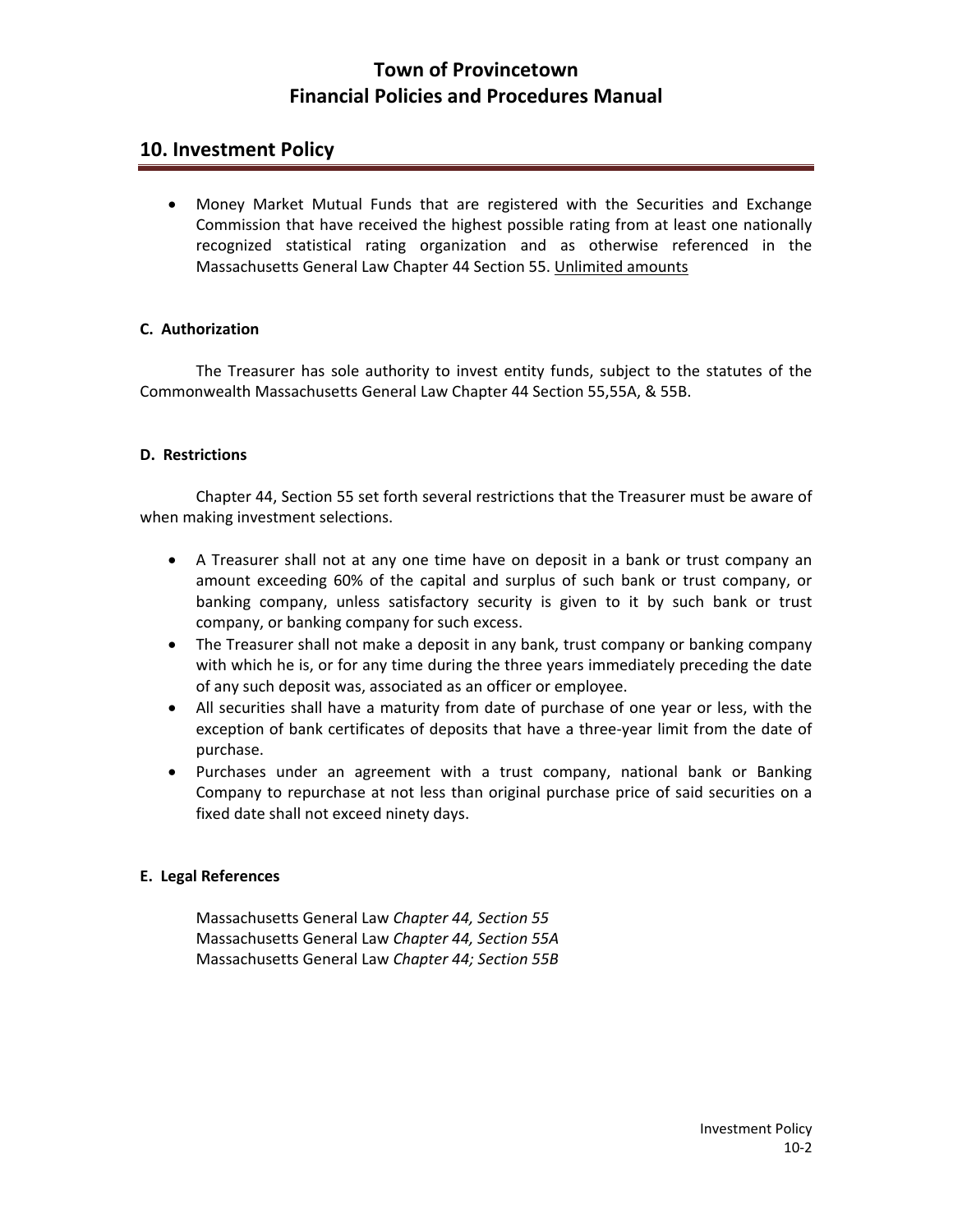## 10. Investment Policy

- Money Market Mutual Funds that are registered with the Securities and Exchange Commission that have received the highest possible rating from at least one nationally recognized statistical rating organization and as otherwise referenced in the Massachusetts General Law Chapter 44 Section 55. Unlimited amounts

**C. Authorization**

The Treasurer has sole authority to invest entity funds, subject to the statutes of the Commonwealth Massachusetts General Law Chapter 44 Section 55,55A, & 55B.

**D. Restrictions**

Chapter 44, Section 55 set forth several restrictions that the Treasurer must be aware of when making investment selections.

- A Treasurer shall not at any one time have on deposit in a bank or trust company an amount exceeding 60% of the capital and surplus of such bank or trust company, or banking company, unless satisfactory security is given to it by such bank or trust company, or banking company for such excess.
- The Treasurer shall not make a deposit in any bank, trust company or banking company with which he is, or for any time during the three years immediately preceding the date of any such deposit was, associated as an officer or employee.
- All securities shall have a maturity from date of purchase of one year or less, with the exception of bank certificates of deposits that have a three-year limit from the date of purchase.
- Purchases under an agreement with a trust company, national bank or Banking Company to repurchase at not less than original purchase price of said securities on a fixed date shall not exceed ninety days.

**E. Legal References**

Massachusetts General Law *Chapter 44, Section 55*
Massachusetts General Law *Chapter 44, Section 55A*
Massachusetts General Law *Chapter 44; Section 55B*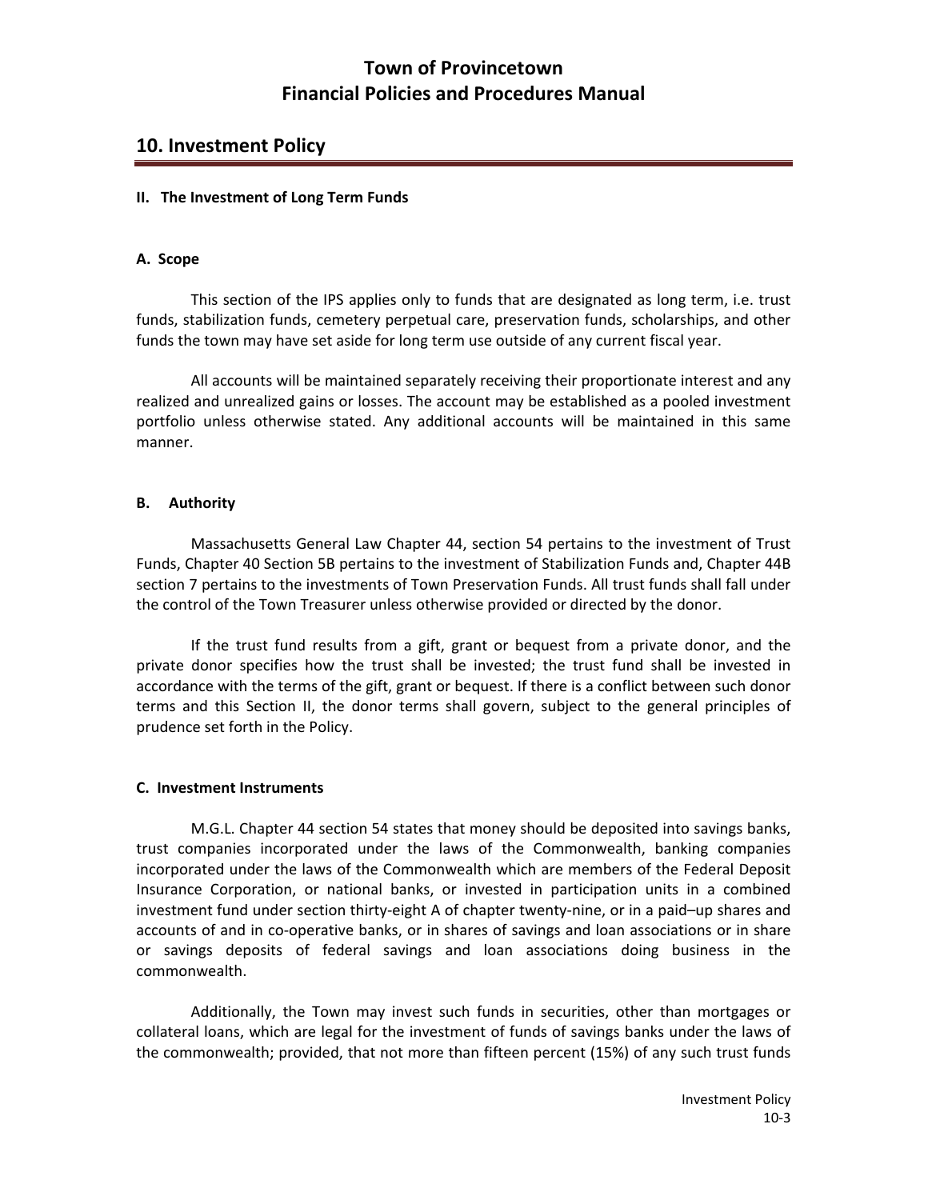## 10. Investment Policy

### II. The Investment of Long Term Funds

#### A. Scope

This section of the IPS applies only to funds that are designated as long term, i.e. trust funds, stabilization funds, cemetery perpetual care, preservation funds, scholarships, and other funds the town may have set aside for long term use outside of any current fiscal year.

All accounts will be maintained separately receiving their proportionate interest and any realized and unrealized gains or losses. The account may be established as a pooled investment portfolio unless otherwise stated. Any additional accounts will be maintained in this same manner.

#### B. Authority

Massachusetts General Law Chapter 44, section 54 pertains to the investment of Trust Funds, Chapter 40 Section 5B pertains to the investment of Stabilization Funds and, Chapter 44B section 7 pertains to the investments of Town Preservation Funds. All trust funds shall fall under the control of the Town Treasurer unless otherwise provided or directed by the donor.

If the trust fund results from a gift, grant or bequest from a private donor, and the private donor specifies how the trust shall be invested; the trust fund shall be invested in accordance with the terms of the gift, grant or bequest. If there is a conflict between such donor terms and this Section II, the donor terms shall govern, subject to the general principles of prudence set forth in the Policy.

#### C. Investment Instruments

M.G.L. Chapter 44 section 54 states that money should be deposited into savings banks, trust companies incorporated under the laws of the Commonwealth, banking companies incorporated under the laws of the Commonwealth which are members of the Federal Deposit Insurance Corporation, or national banks, or invested in participation units in a combined investment fund under section thirty-eight A of chapter twenty-nine, or in a paid–up shares and accounts of and in co-operative banks, or in shares of savings and loan associations or in share or savings deposits of federal savings and loan associations doing business in the commonwealth.

Additionally, the Town may invest such funds in securities, other than mortgages or collateral loans, which are legal for the investment of funds of savings banks under the laws of the commonwealth; provided, that not more than fifteen percent (15%) of any such trust funds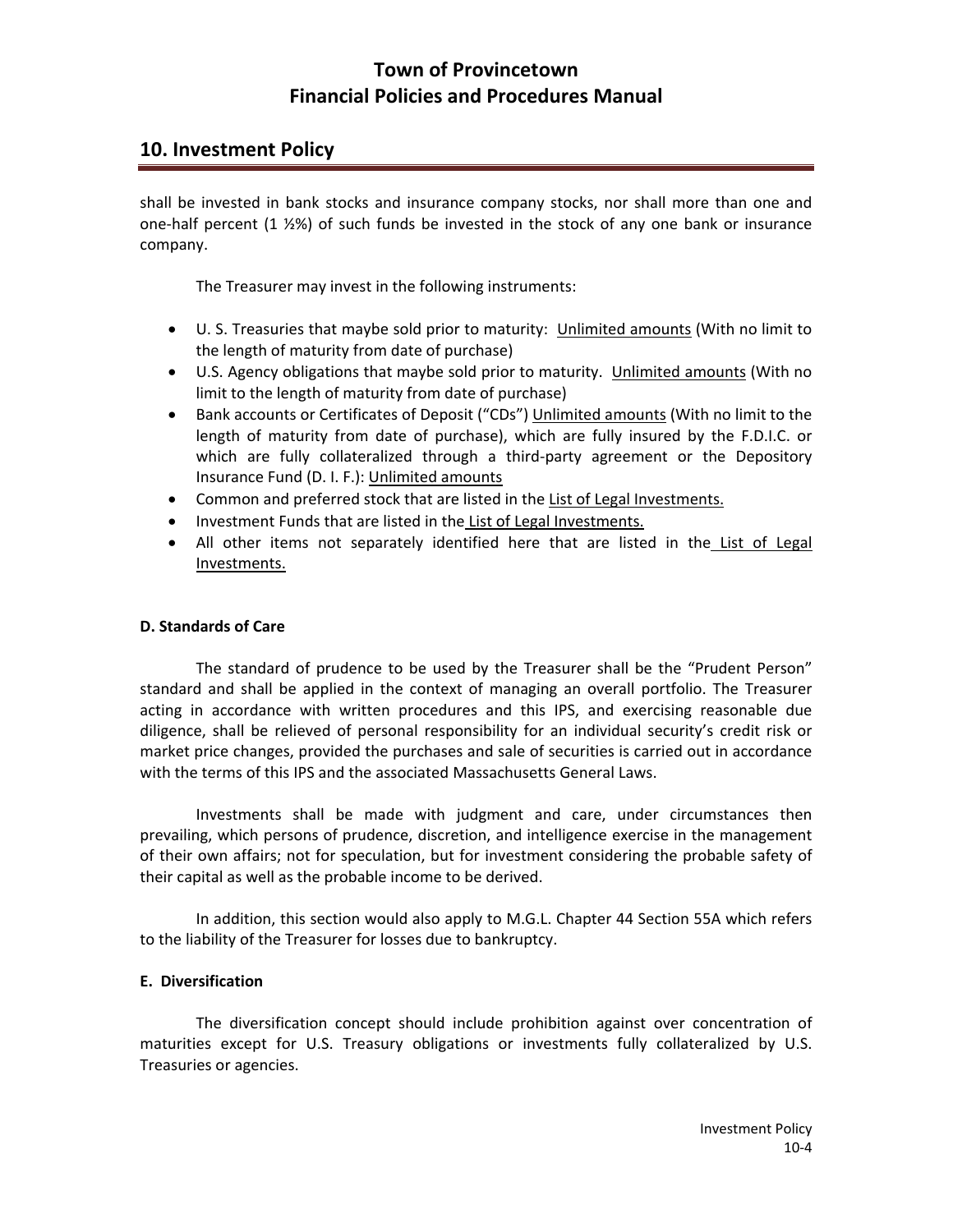shall be invested in bank stocks and insurance company stocks, nor shall more than one and one-half percent (1 ½%) of such funds be invested in the stock of any one bank or insurance company.

The Treasurer may invest in the following instruments:

- U. S. Treasuries that maybe sold prior to maturity: Unlimited amounts (With no limit to the length of maturity from date of purchase)
- U.S. Agency obligations that maybe sold prior to maturity. Unlimited amounts (With no limit to the length of maturity from date of purchase)
- Bank accounts or Certificates of Deposit ("CDs") Unlimited amounts (With no limit to the length of maturity from date of purchase), which are fully insured by the F.D.I.C. or which are fully collateralized through a third-party agreement or the Depository Insurance Fund (D. I. F.): Unlimited amounts
- Common and preferred stock that are listed in the List of Legal Investments.
- Investment Funds that are listed in the List of Legal Investments.
- All other items not separately identified here that are listed in the List of Legal Investments.

**D. Standards of Care**

The standard of prudence to be used by the Treasurer shall be the "Prudent Person" standard and shall be applied in the context of managing an overall portfolio. The Treasurer acting in accordance with written procedures and this IPS, and exercising reasonable due diligence, shall be relieved of personal responsibility for an individual security's credit risk or market price changes, provided the purchases and sale of securities is carried out in accordance with the terms of this IPS and the associated Massachusetts General Laws.

Investments shall be made with judgment and care, under circumstances then prevailing, which persons of prudence, discretion, and intelligence exercise in the management of their own affairs; not for speculation, but for investment considering the probable safety of their capital as well as the probable income to be derived.

In addition, this section would also apply to M.G.L. Chapter 44 Section 55A which refers to the liability of the Treasurer for losses due to bankruptcy.

**E. Diversification**

The diversification concept should include prohibition against over concentration of maturities except for U.S. Treasury obligations or investments fully collateralized by U.S. Treasuries or agencies.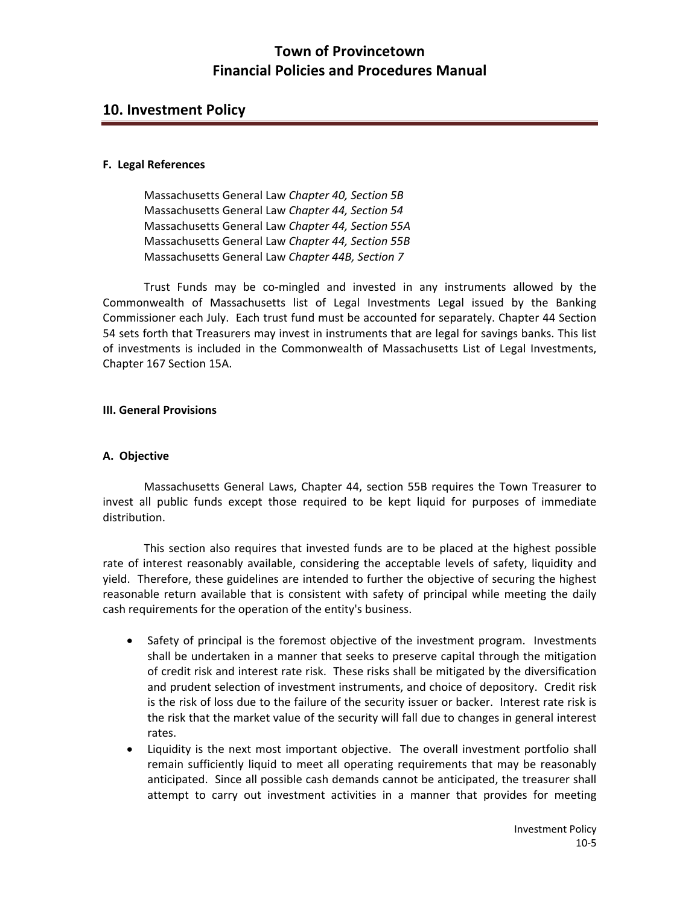### F. Legal References

Massachusetts General Law *Chapter 40, Section 5B*
Massachusetts General Law *Chapter 44, Section 54*
Massachusetts General Law *Chapter 44, Section 55A*
Massachusetts General Law *Chapter 44, Section 55B*
Massachusetts General Law *Chapter 44B, Section 7*

Trust Funds may be co-mingled and invested in any instruments allowed by the Commonwealth of Massachusetts list of Legal Investments Legal issued by the Banking Commissioner each July. Each trust fund must be accounted for separately. Chapter 44 Section 54 sets forth that Treasurers may invest in instruments that are legal for savings banks. This list of investments is included in the Commonwealth of Massachusetts List of Legal Investments, Chapter 167 Section 15A.

### III. General Provisions

### A. Objective

Massachusetts General Laws, Chapter 44, section 55B requires the Town Treasurer to invest all public funds except those required to be kept liquid for purposes of immediate distribution.

This section also requires that invested funds are to be placed at the highest possible rate of interest reasonably available, considering the acceptable levels of safety, liquidity and yield. Therefore, these guidelines are intended to further the objective of securing the highest reasonable return available that is consistent with safety of principal while meeting the daily cash requirements for the operation of the entity's business.

- Safety of principal is the foremost objective of the investment program. Investments shall be undertaken in a manner that seeks to preserve capital through the mitigation of credit risk and interest rate risk. These risks shall be mitigated by the diversification and prudent selection of investment instruments, and choice of depository. Credit risk is the risk of loss due to the failure of the security issuer or backer. Interest rate risk is the risk that the market value of the security will fall due to changes in general interest rates.
- Liquidity is the next most important objective. The overall investment portfolio shall remain sufficiently liquid to meet all operating requirements that may be reasonably anticipated. Since all possible cash demands cannot be anticipated, the treasurer shall attempt to carry out investment activities in a manner that provides for meeting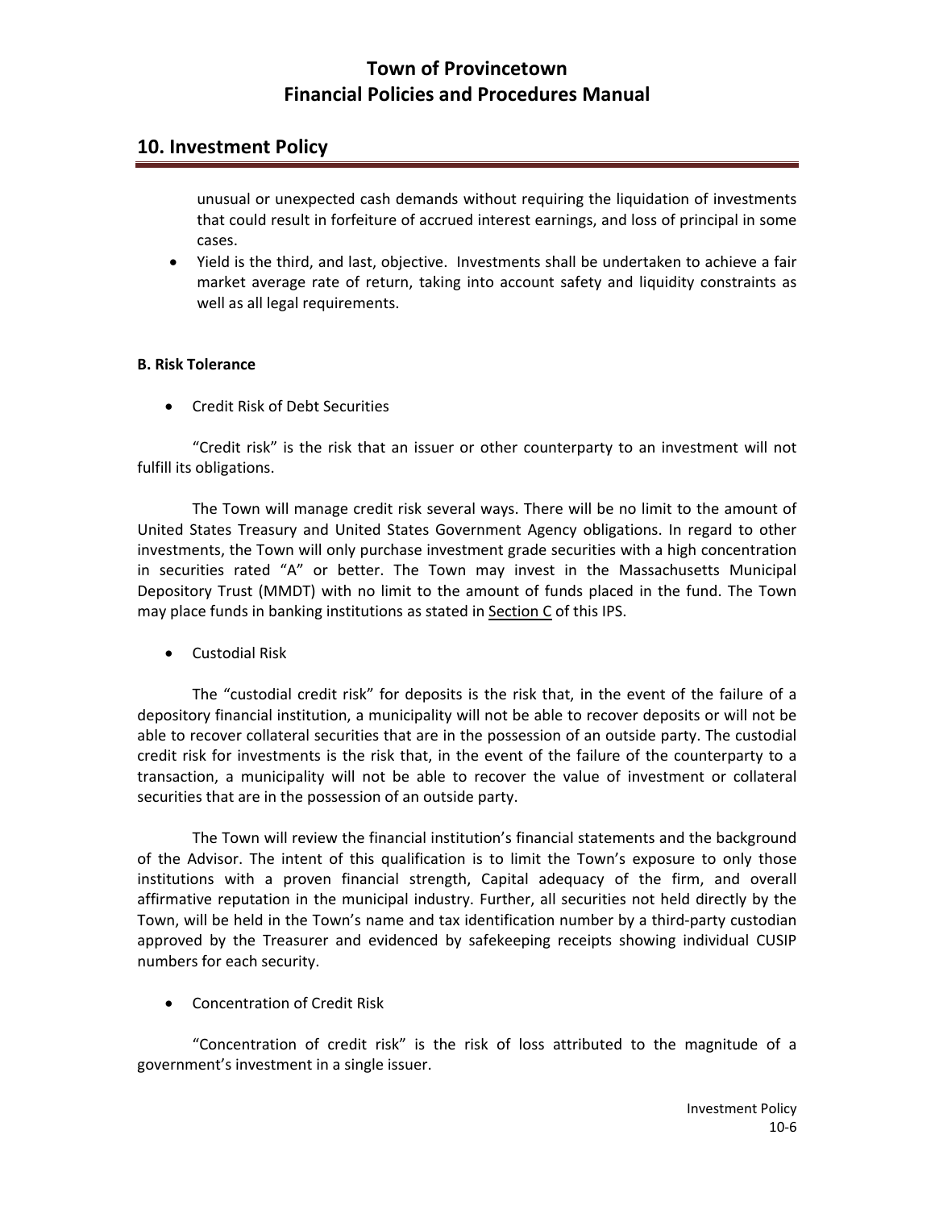## 10. Investment Policy

unusual or unexpected cash demands without requiring the liquidation of investments that could result in forfeiture of accrued interest earnings, and loss of principal in some cases.

- Yield is the third, and last, objective. Investments shall be undertaken to achieve a fair market average rate of return, taking into account safety and liquidity constraints as well as all legal requirements.

**B. Risk Tolerance**

- Credit Risk of Debt Securities

"Credit risk" is the risk that an issuer or other counterparty to an investment will not fulfill its obligations.

The Town will manage credit risk several ways. There will be no limit to the amount of United States Treasury and United States Government Agency obligations. In regard to other investments, the Town will only purchase investment grade securities with a high concentration in securities rated "A" or better. The Town may invest in the Massachusetts Municipal Depository Trust (MMDT) with no limit to the amount of funds placed in the fund. The Town may place funds in banking institutions as stated in Section C of this IPS.

- Custodial Risk

The "custodial credit risk" for deposits is the risk that, in the event of the failure of a depository financial institution, a municipality will not be able to recover deposits or will not be able to recover collateral securities that are in the possession of an outside party. The custodial credit risk for investments is the risk that, in the event of the failure of the counterparty to a transaction, a municipality will not be able to recover the value of investment or collateral securities that are in the possession of an outside party.

The Town will review the financial institution's financial statements and the background of the Advisor. The intent of this qualification is to limit the Town's exposure to only those institutions with a proven financial strength, Capital adequacy of the firm, and overall affirmative reputation in the municipal industry. Further, all securities not held directly by the Town, will be held in the Town's name and tax identification number by a third-party custodian approved by the Treasurer and evidenced by safekeeping receipts showing individual CUSIP numbers for each security.

- Concentration of Credit Risk

"Concentration of credit risk" is the risk of loss attributed to the magnitude of a government's investment in a single issuer.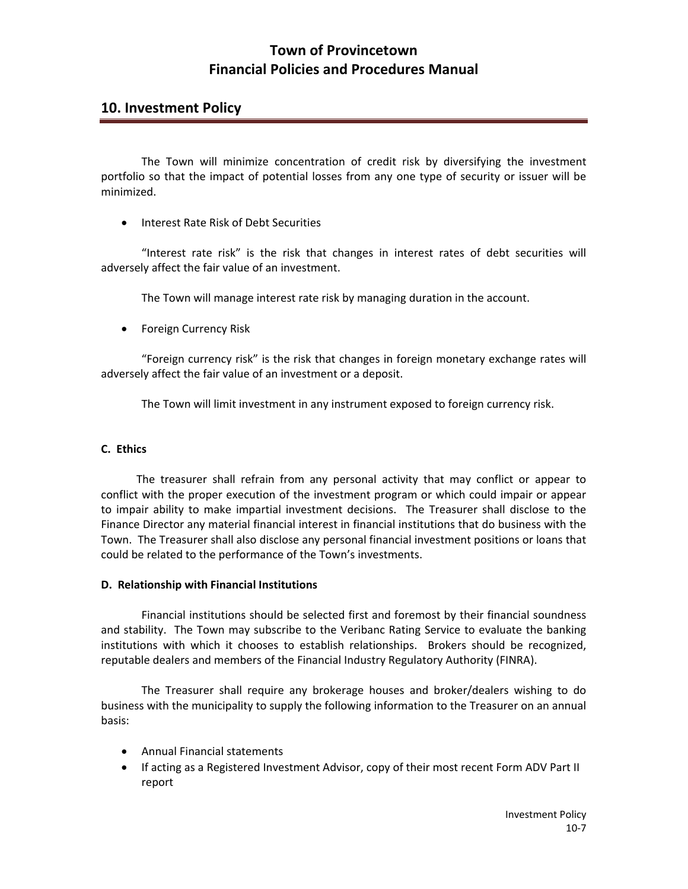## 10. Investment Policy

The Town will minimize concentration of credit risk by diversifying the investment portfolio so that the impact of potential losses from any one type of security or issuer will be minimized.

- Interest Rate Risk of Debt Securities

"Interest rate risk" is the risk that changes in interest rates of debt securities will adversely affect the fair value of an investment.

The Town will manage interest rate risk by managing duration in the account.

- Foreign Currency Risk

"Foreign currency risk" is the risk that changes in foreign monetary exchange rates will adversely affect the fair value of an investment or a deposit.

The Town will limit investment in any instrument exposed to foreign currency risk.

**C. Ethics**

The treasurer shall refrain from any personal activity that may conflict or appear to conflict with the proper execution of the investment program or which could impair or appear to impair ability to make impartial investment decisions. The Treasurer shall disclose to the Finance Director any material financial interest in financial institutions that do business with the Town. The Treasurer shall also disclose any personal financial investment positions or loans that could be related to the performance of the Town's investments.

**D. Relationship with Financial Institutions**

Financial institutions should be selected first and foremost by their financial soundness and stability. The Town may subscribe to the Veribanc Rating Service to evaluate the banking institutions with which it chooses to establish relationships. Brokers should be recognized, reputable dealers and members of the Financial Industry Regulatory Authority (FINRA).

The Treasurer shall require any brokerage houses and broker/dealers wishing to do business with the municipality to supply the following information to the Treasurer on an annual basis:

- Annual Financial statements
- If acting as a Registered Investment Advisor, copy of their most recent Form ADV Part II report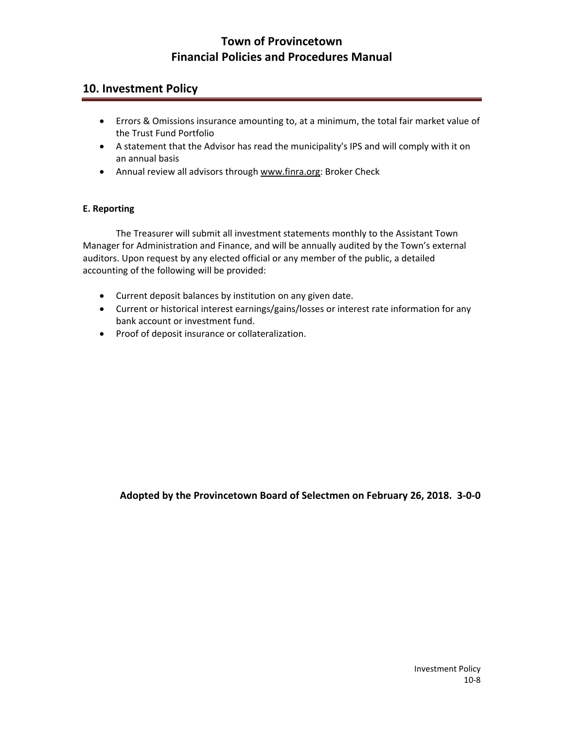## 10. Investment Policy

- Errors & Omissions insurance amounting to, at a minimum, the total fair market value of the Trust Fund Portfolio
- A statement that the Advisor has read the municipality's IPS and will comply with it on an annual basis
- Annual review all advisors through www.finra.org: Broker Check

**E. Reporting**

The Treasurer will submit all investment statements monthly to the Assistant Town Manager for Administration and Finance, and will be annually audited by the Town's external auditors. Upon request by any elected official or any member of the public, a detailed accounting of the following will be provided:

- Current deposit balances by institution on any given date.
- Current or historical interest earnings/gains/losses or interest rate information for any bank account or investment fund.
- Proof of deposit insurance or collateralization.

**Adopted by the Provincetown Board of Selectmen on February 26, 2018. 3-0-0**